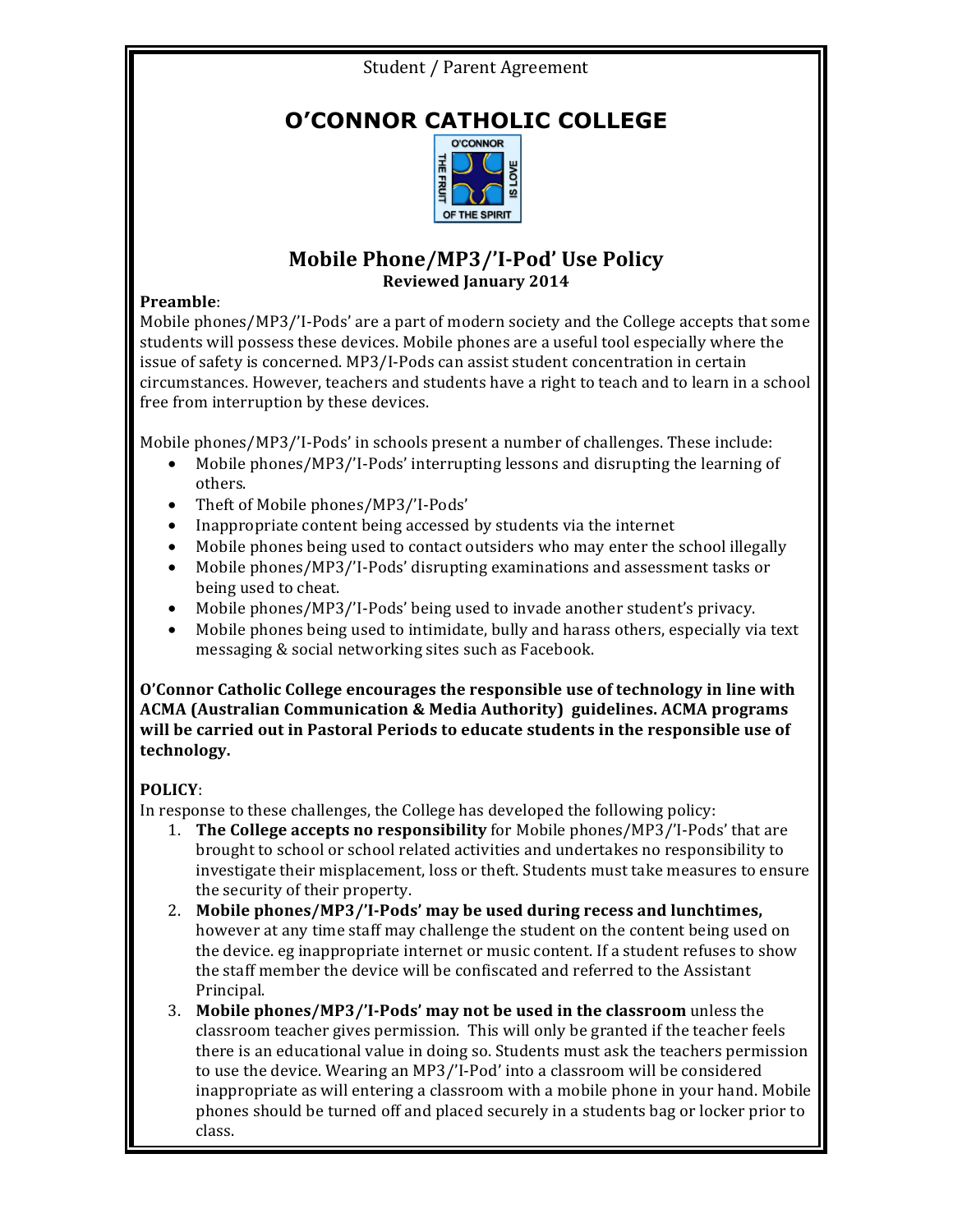Student / Parent Agreement

# O'CONNOR CATHOLIC COLLEGE

## Mobile Phone/MP3/'I-Pod' Use Policy

**Reviewed January 2014**

**Preamble**:

Mobile phones/MP3/'I-Pods' are a part of modern society and the College accepts that some students will possess these devices. Mobile phones are a useful tool especially where the issue of safety is concerned. MP3/I-Pods can assist student concentration in certain circumstances. However, teachers and students have a right to teach and to learn in a school free from interruption by these devices.

Mobile phones/MP3/'I-Pods' in schools present a number of challenges. These include:

- Mobile phones/MP3/'I-Pods' interrupting lessons and disrupting the learning of others.
- Theft of Mobile phones/MP3/'I-Pods'
- Inappropriate content being accessed by students via the internet
- Mobile phones being used to contact outsiders who may enter the school illegally
- Mobile phones/MP3/'I-Pods' disrupting examinations and assessment tasks or being used to cheat.
- Mobile phones/MP3/'I-Pods' being used to invade another student's privacy.
- Mobile phones being used to intimidate, bully and harass others, especially via text messaging & social networking sites such as Facebook.

**O'Connor Catholic College encourages the responsible use of technology in line with ACMA (Australian Communication & Media Authority) guidelines. ACMA programs will be carried out in Pastoral Periods to educate students in the responsible use of technology.**

**POLICY**:

In response to these challenges, the College has developed the following policy:

1. **The College accepts no responsibility** for Mobile phones/MP3/'I-Pods' that are brought to school or school related activities and undertakes no responsibility to investigate their misplacement, loss or theft. Students must take measures to ensure the security of their property.
2. **Mobile phones/MP3/'I-Pods' may be used during recess and lunchtimes,** however at any time staff may challenge the student on the content being used on the device. eg inappropriate internet or music content. If a student refuses to show the staff member the device will be confiscated and referred to the Assistant Principal.
3. **Mobile phones/MP3/'I-Pods' may not be used in the classroom** unless the classroom teacher gives permission. This will only be granted if the teacher feels there is an educational value in doing so. Students must ask the teachers permission to use the device. Wearing an MP3/'I-Pod' into a classroom will be considered inappropriate as will entering a classroom with a mobile phone in your hand. Mobile phones should be turned off and placed securely in a students bag or locker prior to class.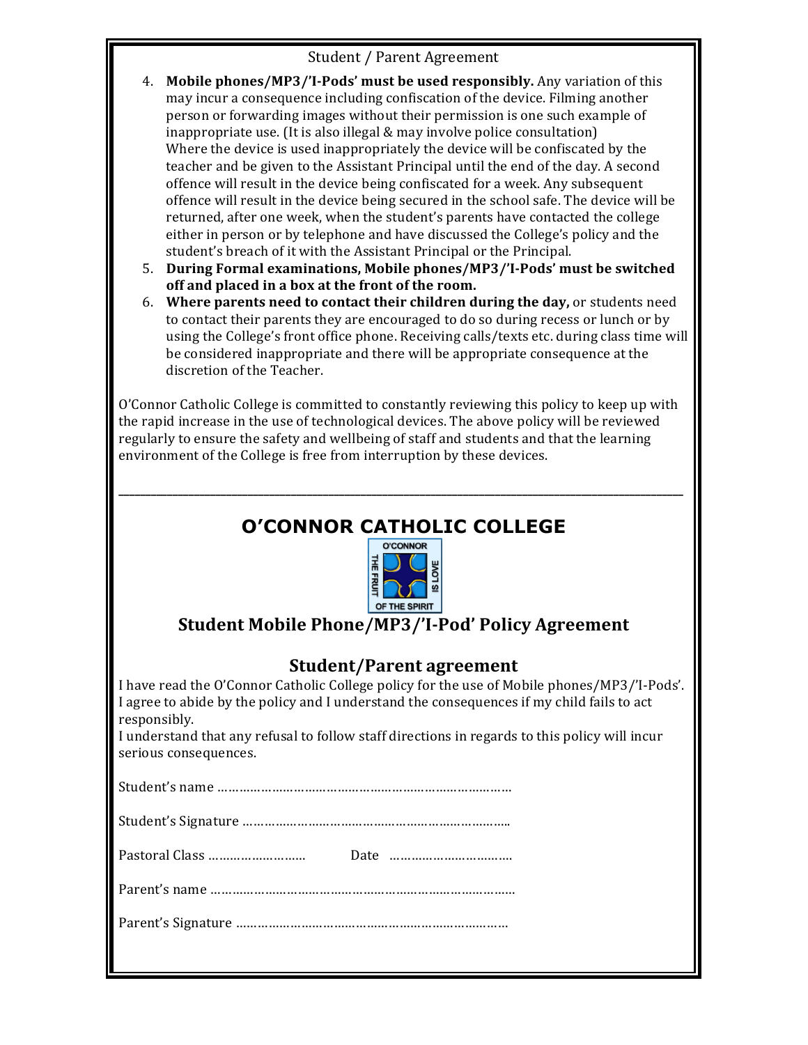Student / Parent Agreement

4. **Mobile phones/MP3/'I-Pods' must be used responsibly.** Any variation of this may incur a consequence including confiscation of the device. Filming another person or forwarding images without their permission is one such example of inappropriate use. (It is also illegal & may involve police consultation)
   Where the device is used inappropriately the device will be confiscated by the teacher and be given to the Assistant Principal until the end of the day. A second offence will result in the device being confiscated for a week. Any subsequent offence will result in the device being secured in the school safe. The device will be returned, after one week, when the student's parents have contacted the college either in person or by telephone and have discussed the College's policy and the student's breach of it with the Assistant Principal or the Principal.
5. **During Formal examinations, Mobile phones/MP3/'I-Pods' must be switched off and placed in a box at the front of the room.**
6. **Where parents need to contact their children during the day,** or students need to contact their parents they are encouraged to do so during recess or lunch or by using the College's front office phone. Receiving calls/texts etc. during class time will be considered inappropriate and there will be appropriate consequence at the discretion of the Teacher.

O'Connor Catholic College is committed to constantly reviewing this policy to keep up with the rapid increase in the use of technological devices. The above policy will be reviewed regularly to ensure the safety and wellbeing of staff and students and that the learning environment of the College is free from interruption by these devices.

---

# O'CONNOR CATHOLIC COLLEGE

O'CONNOR
THE FRUIT IS LOVE
OF THE SPIRIT

## Student Mobile Phone/MP3/'I-Pod' Policy Agreement

## Student/Parent agreement

I have read the O'Connor Catholic College policy for the use of Mobile phones/MP3/'I-Pods'. I agree to abide by the policy and I understand the consequences if my child fails to act responsibly.
I understand that any refusal to follow staff directions in regards to this policy will incur serious consequences.

Student's name ……………………………………………………………………………

Student's Signature ……………………………………………………………………

Pastoral Class ……………………… Date ……………………………

Parent's name ……………………………………………………………………………

Parent's Signature ……………………………………………………………………